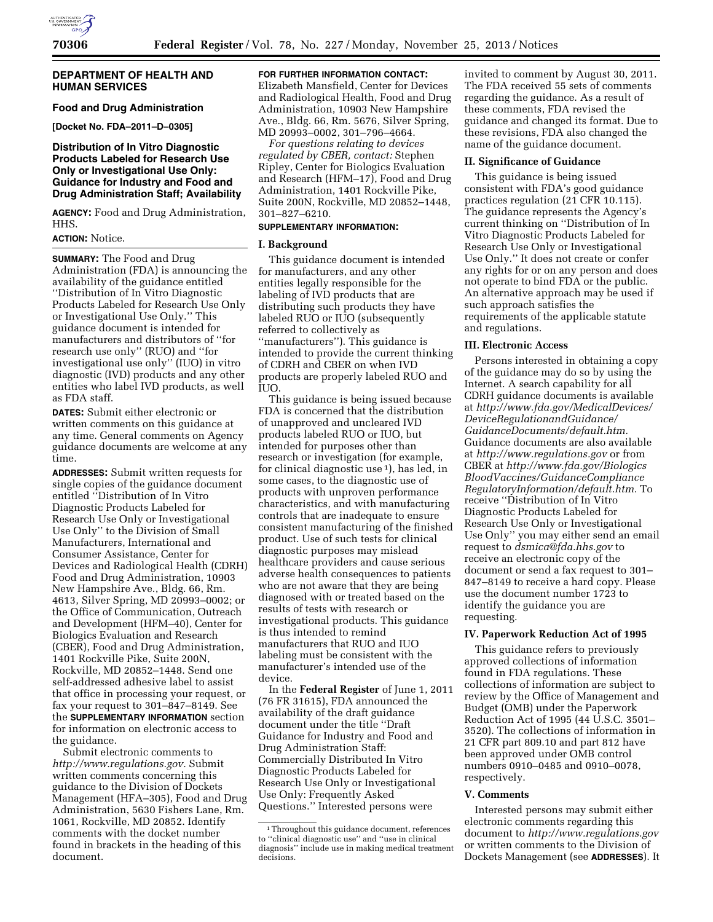## DEPARTMENT OF HEALTH AND HUMAN SERVICES

### Food and Drug Administration

**[Docket No. FDA–2011–D–0305]**

### Distribution of In Vitro Diagnostic Products Labeled for Research Use Only or Investigational Use Only: Guidance for Industry and Food and Drug Administration Staff; Availability

**AGENCY:** Food and Drug Administration, HHS.

**ACTION:** Notice.

**SUMMARY:** The Food and Drug Administration (FDA) is announcing the availability of the guidance entitled ''Distribution of In Vitro Diagnostic Products Labeled for Research Use Only or Investigational Use Only.'' This guidance document is intended for manufacturers and distributors of ''for research use only'' (RUO) and ''for investigational use only'' (IUO) in vitro diagnostic (IVD) products and any other entities who label IVD products, as well as FDA staff.

**DATES:** Submit either electronic or written comments on this guidance at any time. General comments on Agency guidance documents are welcome at any time.

**ADDRESSES:** Submit written requests for single copies of the guidance document entitled ''Distribution of In Vitro Diagnostic Products Labeled for Research Use Only or Investigational Use Only'' to the Division of Small Manufacturers, International and Consumer Assistance, Center for Devices and Radiological Health (CDRH) Food and Drug Administration, 10903 New Hampshire Ave., Bldg. 66, Rm. 4613, Silver Spring, MD 20993–0002; or the Office of Communication, Outreach and Development (HFM–40), Center for Biologics Evaluation and Research (CBER), Food and Drug Administration, 1401 Rockville Pike, Suite 200N, Rockville, MD 20852–1448. Send one self-addressed adhesive label to assist that office in processing your request, or fax your request to 301–847–8149. See the **SUPPLEMENTARY INFORMATION** section for information on electronic access to the guidance.

Submit electronic comments to *http://www.regulations.gov*. Submit written comments concerning this guidance to the Division of Dockets Management (HFA–305), Food and Drug Administration, 5630 Fishers Lane, Rm. 1061, Rockville, MD 20852. Identify comments with the docket number found in brackets in the heading of this document.

**FOR FURTHER INFORMATION CONTACT:** Elizabeth Mansfield, Center for Devices and Radiological Health, Food and Drug Administration, 10903 New Hampshire Ave., Bldg. 66, Rm. 5676, Silver Spring, MD 20993–0002, 301–796–4664.

*For questions relating to devices regulated by CBER, contact:* Stephen Ripley, Center for Biologics Evaluation and Research (HFM–17), Food and Drug Administration, 1401 Rockville Pike, Suite 200N, Rockville, MD 20852–1448, 301–827–6210.

**SUPPLEMENTARY INFORMATION:**

#### I. Background

This guidance document is intended for manufacturers, and any other entities legally responsible for the labeling of IVD products that are distributing such products they have labeled RUO or IUO (subsequently referred to collectively as ''manufacturers''). This guidance is intended to provide the current thinking of CDRH and CBER on when IVD products are properly labeled RUO and IUO.

This guidance is being issued because FDA is concerned that the distribution of unapproved and uncleared IVD products labeled RUO or IUO, but intended for purposes other than research or investigation (for example, for clinical diagnostic use [1]), has led, in some cases, to the diagnostic use of products with unproven performance characteristics, and with manufacturing controls that are inadequate to ensure consistent manufacturing of the finished product. Use of such tests for clinical diagnostic purposes may mislead healthcare providers and cause serious adverse health consequences to patients who are not aware that they are being diagnosed with or treated based on the results of tests with research or investigational products. This guidance is thus intended to remind manufacturers that RUO and IUO labeling must be consistent with the manufacturer's intended use of the device.

In the **Federal Register** of June 1, 2011 (76 FR 31615), FDA announced the availability of the draft guidance document under the title ''Draft Guidance for Industry and Food and Drug Administration Staff: Commercially Distributed In Vitro Diagnostic Products Labeled for Research Use Only or Investigational Use Only: Frequently Asked Questions.'' Interested persons were invited to comment by August 30, 2011. The FDA received 55 sets of comments regarding the guidance. As a result of these comments, FDA revised the guidance and changed its format. Due to these revisions, FDA also changed the name of the guidance document.

[1] Throughout this guidance document, references to ''clinical diagnostic use'' and ''use in clinical diagnosis'' include use in making medical treatment decisions.

#### II. Significance of Guidance

This guidance is being issued consistent with FDA's good guidance practices regulation (21 CFR 10.115). The guidance represents the Agency's current thinking on ''Distribution of In Vitro Diagnostic Products Labeled for Research Use Only or Investigational Use Only.'' It does not create or confer any rights for or on any person and does not operate to bind FDA or the public. An alternative approach may be used if such approach satisfies the requirements of the applicable statute and regulations.

#### III. Electronic Access

Persons interested in obtaining a copy of the guidance may do so by using the Internet. A search capability for all CDRH guidance documents is available at *http://www.fda.gov/MedicalDevices/DeviceRegulationandGuidance/GuidanceDocuments/default.htm.* Guidance documents are also available at *http://www.regulations.gov* or from CBER at *http://www.fda.gov/BiologicsBloodVaccines/GuidanceComplianceRegulatoryInformation/default.htm.* To receive ''Distribution of In Vitro Diagnostic Products Labeled for Research Use Only or Investigational Use Only'' you may either send an email request to *dsmica@fda.hhs.gov* to receive an electronic copy of the document or send a fax request to 301–847–8149 to receive a hard copy. Please use the document number 1723 to identify the guidance you are requesting.

#### IV. Paperwork Reduction Act of 1995

This guidance refers to previously approved collections of information found in FDA regulations. These collections of information are subject to review by the Office of Management and Budget (OMB) under the Paperwork Reduction Act of 1995 (44 U.S.C. 3501–3520). The collections of information in 21 CFR part 809.10 and part 812 have been approved under OMB control numbers 0910–0485 and 0910–0078, respectively.

#### V. Comments

Interested persons may submit either electronic comments regarding this document to *http://www.regulations.gov* or written comments to the Division of Dockets Management (see **ADDRESSES**). It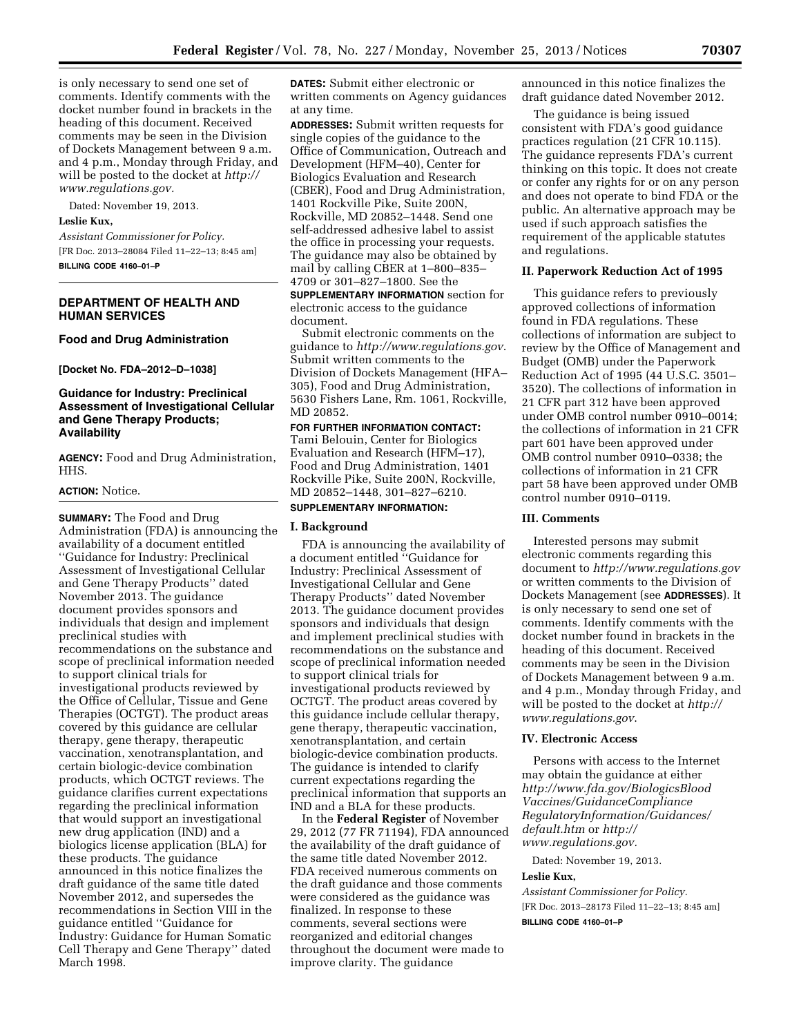is only necessary to send one set of comments. Identify comments with the docket number found in brackets in the heading of this document. Received comments may be seen in the Division of Dockets Management between 9 a.m. and 4 p.m., Monday through Friday, and will be posted to the docket at *http://www.regulations.gov.*

Dated: November 19, 2013.

**Leslie Kux,**

*Assistant Commissioner for Policy.*

[FR Doc. 2013–28084 Filed 11–22–13; 8:45 am]

**BILLING CODE 4160–01–P**

---

## DEPARTMENT OF HEALTH AND HUMAN SERVICES

### Food and Drug Administration

**[Docket No. FDA–2012–D–1038]**

### Guidance for Industry: Preclinical Assessment of Investigational Cellular and Gene Therapy Products; Availability

**AGENCY:** Food and Drug Administration, HHS.

**ACTION:** Notice.

**SUMMARY:** The Food and Drug Administration (FDA) is announcing the availability of a document entitled ''Guidance for Industry: Preclinical Assessment of Investigational Cellular and Gene Therapy Products'' dated November 2013. The guidance document provides sponsors and individuals that design and implement preclinical studies with recommendations on the substance and scope of preclinical information needed to support clinical trials for investigational products reviewed by the Office of Cellular, Tissue and Gene Therapies (OCTGT). The product areas covered by this guidance are cellular therapy, gene therapy, therapeutic vaccination, xenotransplantation, and certain biologic-device combination products, which OCTGT reviews. The guidance clarifies current expectations regarding the preclinical information that would support an investigational new drug application (IND) and a biologics license application (BLA) for these products. The guidance announced in this notice finalizes the draft guidance of the same title dated November 2012, and supersedes the recommendations in Section VIII in the guidance entitled ''Guidance for Industry: Guidance for Human Somatic Cell Therapy and Gene Therapy'' dated March 1998.

**DATES:** Submit either electronic or written comments on Agency guidances at any time.

**ADDRESSES:** Submit written requests for single copies of the guidance to the Office of Communication, Outreach and Development (HFM–40), Center for Biologics Evaluation and Research (CBER), Food and Drug Administration, 1401 Rockville Pike, Suite 200N, Rockville, MD 20852–1448. Send one self-addressed adhesive label to assist the office in processing your requests. The guidance may also be obtained by mail by calling CBER at 1–800–835–4709 or 301–827–1800. See the **SUPPLEMENTARY INFORMATION** section for electronic access to the guidance document.

Submit electronic comments on the guidance to *http://www.regulations.gov.* Submit written comments to the Division of Dockets Management (HFA–305), Food and Drug Administration, 5630 Fishers Lane, Rm. 1061, Rockville, MD 20852.

**FOR FURTHER INFORMATION CONTACT:** Tami Belouin, Center for Biologics Evaluation and Research (HFM–17), Food and Drug Administration, 1401 Rockville Pike, Suite 200N, Rockville, MD 20852–1448, 301–827–6210.

**SUPPLEMENTARY INFORMATION:**

#### I. Background

FDA is announcing the availability of a document entitled ''Guidance for Industry: Preclinical Assessment of Investigational Cellular and Gene Therapy Products'' dated November 2013. The guidance document provides sponsors and individuals that design and implement preclinical studies with recommendations on the substance and scope of preclinical information needed to support clinical trials for investigational products reviewed by OCTGT. The product areas covered by this guidance include cellular therapy, gene therapy, therapeutic vaccination, xenotransplantation, and certain biologic-device combination products. The guidance is intended to clarify current expectations regarding the preclinical information that supports an IND and a BLA for these products.

In the **Federal Register** of November 29, 2012 (77 FR 71194), FDA announced the availability of the draft guidance of the same title dated November 2012. FDA received numerous comments on the draft guidance and those comments were considered as the guidance was finalized. In response to these comments, several sections were reorganized and editorial changes throughout the document were made to improve clarity. The guidance announced in this notice finalizes the draft guidance dated November 2012.

The guidance is being issued consistent with FDA's good guidance practices regulation (21 CFR 10.115). The guidance represents FDA's current thinking on this topic. It does not create or confer any rights for or on any person and does not operate to bind FDA or the public. An alternative approach may be used if such approach satisfies the requirement of the applicable statutes and regulations.

#### II. Paperwork Reduction Act of 1995

This guidance refers to previously approved collections of information found in FDA regulations. These collections of information are subject to review by the Office of Management and Budget (OMB) under the Paperwork Reduction Act of 1995 (44 U.S.C. 3501–3520). The collections of information in 21 CFR part 312 have been approved under OMB control number 0910–0014; the collections of information in 21 CFR part 601 have been approved under OMB control number 0910–0338; the collections of information in 21 CFR part 58 have been approved under OMB control number 0910–0119.

#### III. Comments

Interested persons may submit electronic comments regarding this document to *http://www.regulations.gov* or written comments to the Division of Dockets Management (see **ADDRESSES**). It is only necessary to send one set of comments. Identify comments with the docket number found in brackets in the heading of this document. Received comments may be seen in the Division of Dockets Management between 9 a.m. and 4 p.m., Monday through Friday, and will be posted to the docket at *http://www.regulations.gov.*

#### IV. Electronic Access

Persons with access to the Internet may obtain the guidance at either *http://www.fda.gov/BiologicsBloodVaccines/GuidanceComplianceRegulatoryInformation/Guidances/default.htm* or *http://www.regulations.gov.*

Dated: November 19, 2013.

**Leslie Kux,**

*Assistant Commissioner for Policy.*

[FR Doc. 2013–28173 Filed 11–22–13; 8:45 am]

**BILLING CODE 4160–01–P**